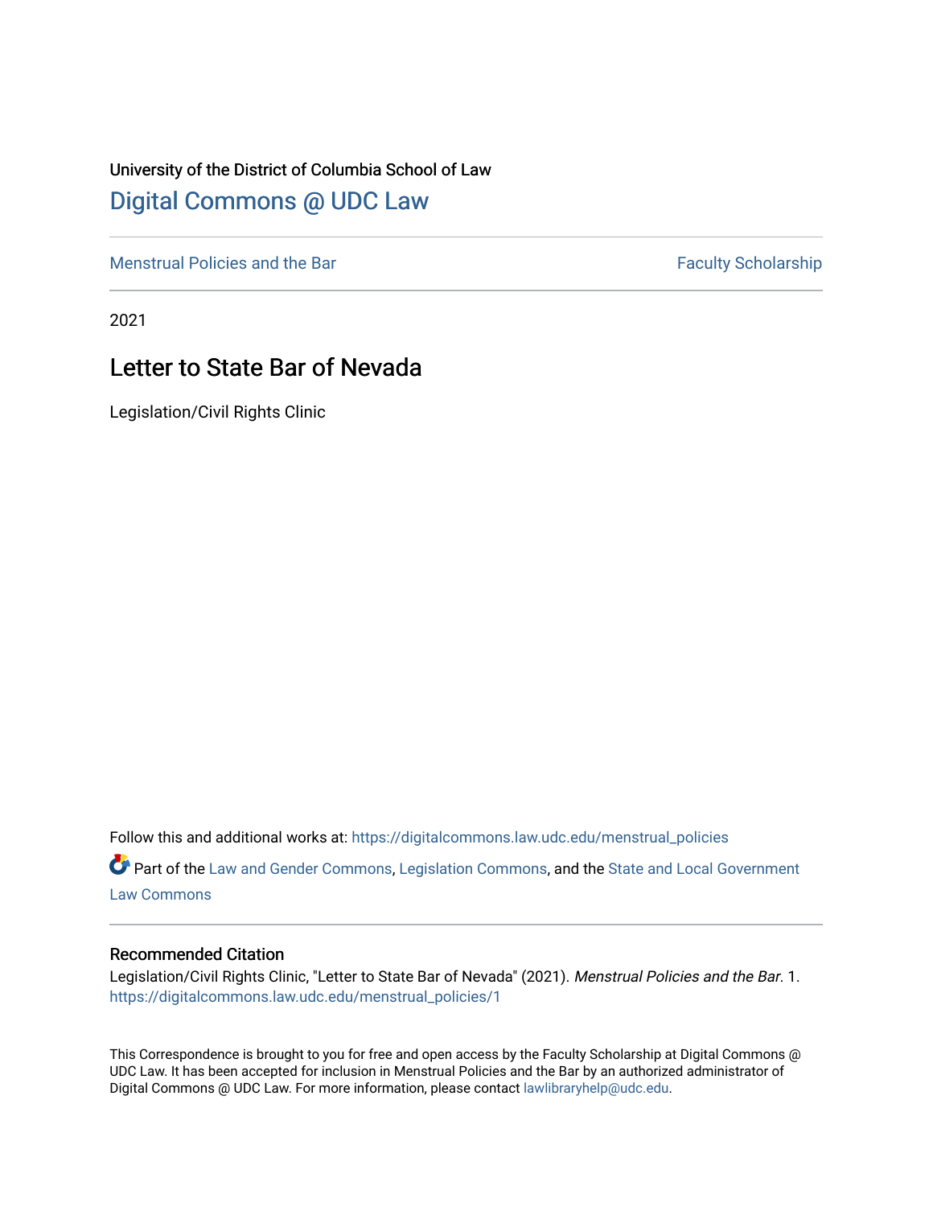University of the District of Columbia School of Law

# Digital Commons @ UDC Law

Menstrual Policies and the Bar | Faculty Scholarship

2021

## Letter to State Bar of Nevada

Legislation/Civil Rights Clinic

Follow this and additional works at: https://digitalcommons.law.udc.edu/menstrual_policies

Part of the Law and Gender Commons, Legislation Commons, and the State and Local Government Law Commons

### Recommended Citation

Legislation/Civil Rights Clinic, "Letter to State Bar of Nevada" (2021). *Menstrual Policies and the Bar*. 1.
https://digitalcommons.law.udc.edu/menstrual_policies/1

This Correspondence is brought to you for free and open access by the Faculty Scholarship at Digital Commons @ UDC Law. It has been accepted for inclusion in Menstrual Policies and the Bar by an authorized administrator of Digital Commons @ UDC Law. For more information, please contact lawlibraryhelp@udc.edu.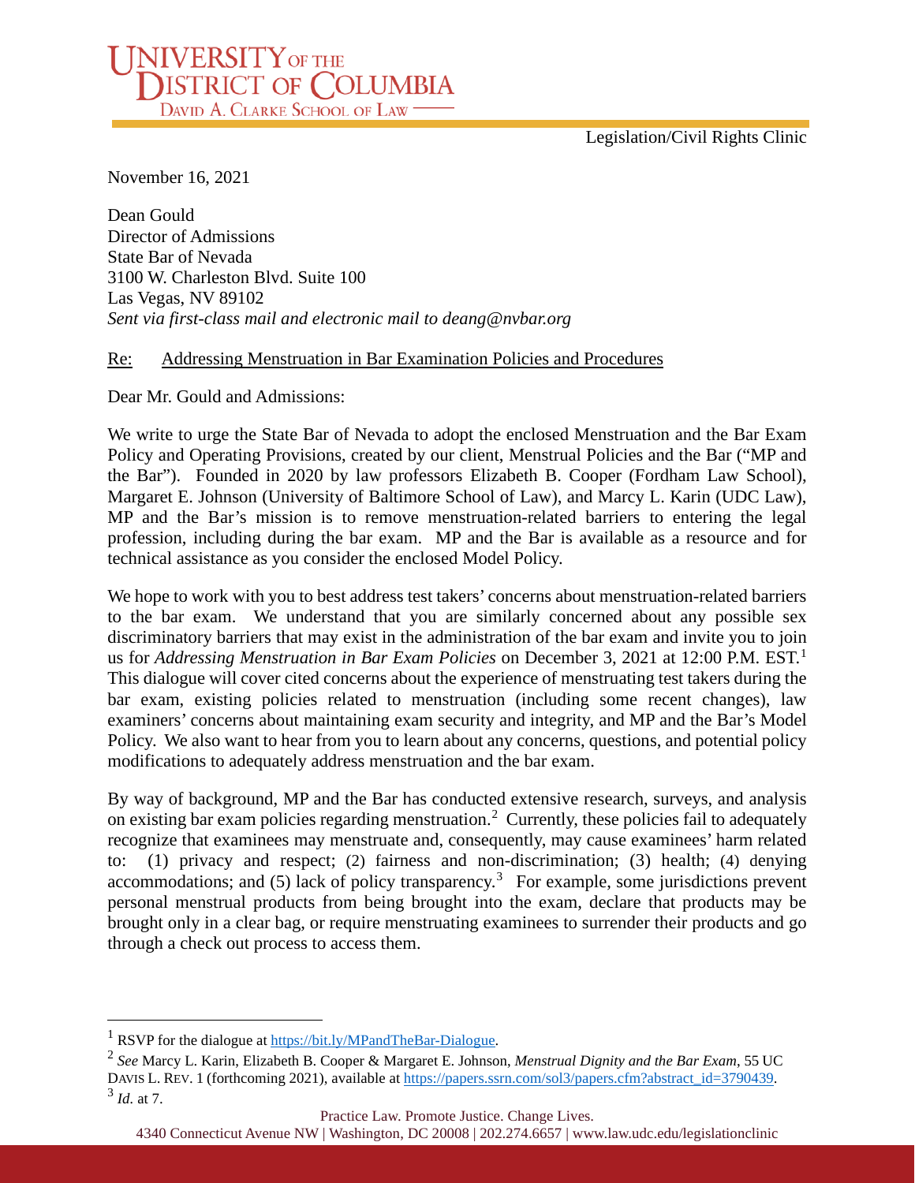**UNIVERSITY OF THE DISTRICT OF COLUMBIA**
DAVID A. CLARKE SCHOOL OF LAW

Legislation/Civil Rights Clinic

November 16, 2021

Dean Gould
Director of Admissions
State Bar of Nevada
3100 W. Charleston Blvd. Suite 100
Las Vegas, NV 89102
*Sent via first-class mail and electronic mail to deang@nvbar.org*

<u>Re:</u> <u>Addressing Menstruation in Bar Examination Policies and Procedures</u>

Dear Mr. Gould and Admissions:

We write to urge the State Bar of Nevada to adopt the enclosed Menstruation and the Bar Exam Policy and Operating Provisions, created by our client, Menstrual Policies and the Bar ("MP and the Bar"). Founded in 2020 by law professors Elizabeth B. Cooper (Fordham Law School), Margaret E. Johnson (University of Baltimore School of Law), and Marcy L. Karin (UDC Law), MP and the Bar's mission is to remove menstruation-related barriers to entering the legal profession, including during the bar exam. MP and the Bar is available as a resource and for technical assistance as you consider the enclosed Model Policy.

We hope to work with you to best address test takers' concerns about menstruation-related barriers to the bar exam. We understand that you are similarly concerned about any possible sex discriminatory barriers that may exist in the administration of the bar exam and invite you to join us for *Addressing Menstruation in Bar Exam Policies* on December 3, 2021 at 12:00 P.M. EST.[1] This dialogue will cover cited concerns about the experience of menstruating test takers during the bar exam, existing policies related to menstruation (including some recent changes), law examiners' concerns about maintaining exam security and integrity, and MP and the Bar's Model Policy. We also want to hear from you to learn about any concerns, questions, and potential policy modifications to adequately address menstruation and the bar exam.

By way of background, MP and the Bar has conducted extensive research, surveys, and analysis on existing bar exam policies regarding menstruation.[2] Currently, these policies fail to adequately recognize that examinees may menstruate and, consequently, may cause examinees' harm related to: (1) privacy and respect; (2) fairness and non-discrimination; (3) health; (4) denying accommodations; and (5) lack of policy transparency.[3] For example, some jurisdictions prevent personal menstrual products from being brought into the exam, declare that products may be brought only in a clear bag, or require menstruating examinees to surrender their products and go through a check out process to access them.

---

[1] RSVP for the dialogue at https://bit.ly/MPandTheBar-Dialogue.

[2] *See* Marcy L. Karin, Elizabeth B. Cooper & Margaret E. Johnson, *Menstrual Dignity and the Bar Exam*, 55 UC DAVIS L. REV. 1 (forthcoming 2021), available at https://papers.ssrn.com/sol3/papers.cfm?abstract_id=3790439.

[3] *Id.* at 7.

Practice Law. Promote Justice. Change Lives.
4340 Connecticut Avenue NW | Washington, DC 20008 | 202.274.6657 | www.law.udc.edu/legislationclinic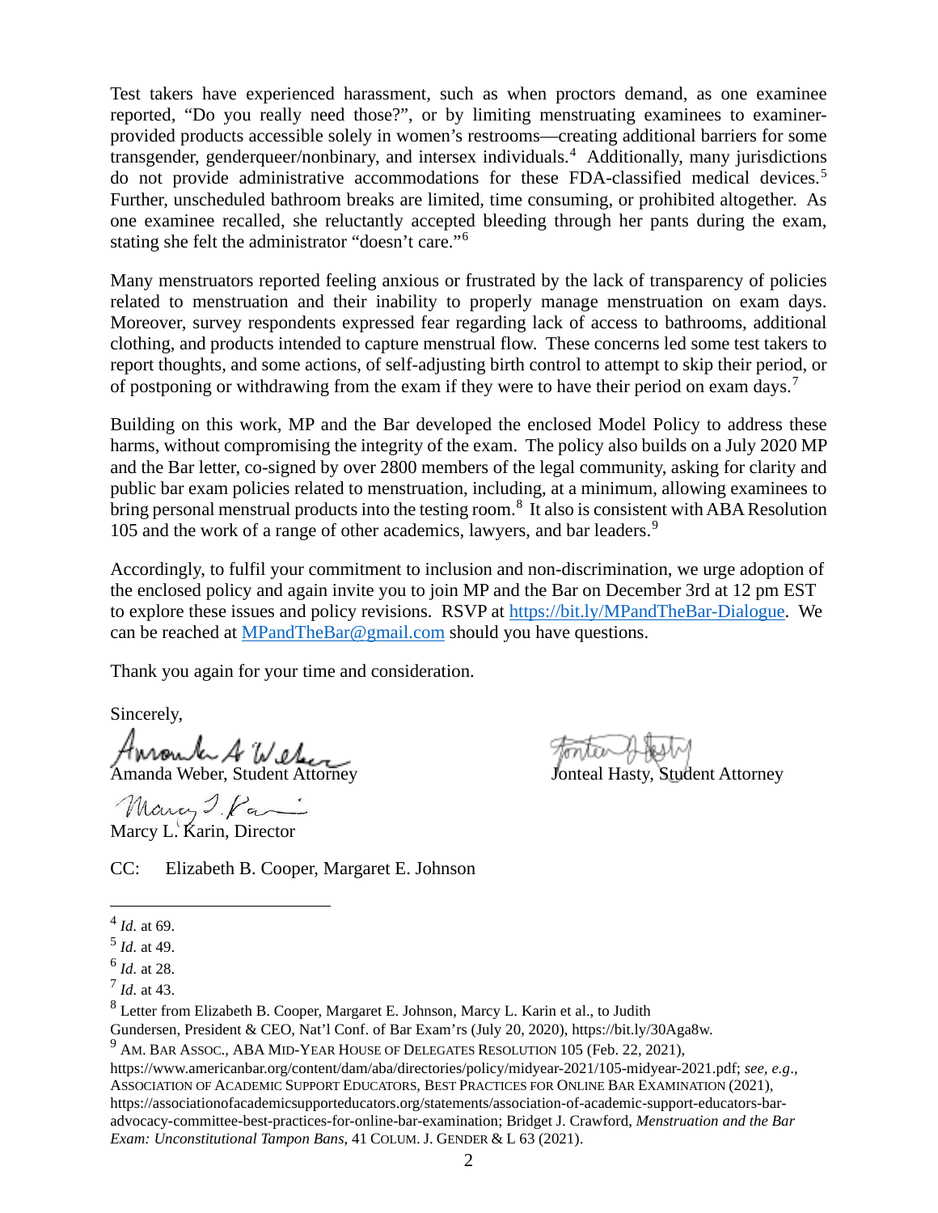Test takers have experienced harassment, such as when proctors demand, as one examinee reported, "Do you really need those?", or by limiting menstruating examinees to examiner-provided products accessible solely in women's restrooms—creating additional barriers for some transgender, genderqueer/nonbinary, and intersex individuals.[4] Additionally, many jurisdictions do not provide administrative accommodations for these FDA-classified medical devices.[5] Further, unscheduled bathroom breaks are limited, time consuming, or prohibited altogether. As one examinee recalled, she reluctantly accepted bleeding through her pants during the exam, stating she felt the administrator "doesn't care."[6]

Many menstruators reported feeling anxious or frustrated by the lack of transparency of policies related to menstruation and their inability to properly manage menstruation on exam days. Moreover, survey respondents expressed fear regarding lack of access to bathrooms, additional clothing, and products intended to capture menstrual flow. These concerns led some test takers to report thoughts, and some actions, of self-adjusting birth control to attempt to skip their period, or of postponing or withdrawing from the exam if they were to have their period on exam days.[7]

Building on this work, MP and the Bar developed the enclosed Model Policy to address these harms, without compromising the integrity of the exam. The policy also builds on a July 2020 MP and the Bar letter, co-signed by over 2800 members of the legal community, asking for clarity and public bar exam policies related to menstruation, including, at a minimum, allowing examinees to bring personal menstrual products into the testing room.[8] It also is consistent with ABA Resolution 105 and the work of a range of other academics, lawyers, and bar leaders.[9]

Accordingly, to fulfil your commitment to inclusion and non-discrimination, we urge adoption of the enclosed policy and again invite you to join MP and the Bar on December 3rd at 12 pm EST to explore these issues and policy revisions. RSVP at [https://bit.ly/MPandTheBar-Dialogue](https://bit.ly/MPandTheBar-Dialogue). We can be reached at [MPandTheBar@gmail.com](mailto:MPandTheBar@gmail.com) should you have questions.

Thank you again for your time and consideration.

Sincerely,

Amanda Weber, Student Attorney

Jonteal Hasty, Student Attorney

Marcy L. Karin, Director

CC: Elizabeth B. Cooper, Margaret E. Johnson

---

[4] *Id.* at 69.

[5] *Id.* at 49.

[6] *Id.* at 28.

[7] *Id.* at 43.

[8] Letter from Elizabeth B. Cooper, Margaret E. Johnson, Marcy L. Karin et al., to Judith Gundersen, President & CEO, Nat'l Conf. of Bar Exam'rs (July 20, 2020), https://bit.ly/30Aga8w.

[9] AM. BAR ASSOC., ABA MID-YEAR HOUSE OF DELEGATES RESOLUTION 105 (Feb. 22, 2021), https://www.americanbar.org/content/dam/aba/directories/policy/midyear-2021/105-midyear-2021.pdf; *see, e.g*., ASSOCIATION OF ACADEMIC SUPPORT EDUCATORS, BEST PRACTICES FOR ONLINE BAR EXAMINATION (2021), https://associationofacademicsupporteducators.org/statements/association-of-academic-support-educators-bar-advocacy-committee-best-practices-for-online-bar-examination; Bridget J. Crawford, *Menstruation and the Bar Exam: Unconstitutional Tampon Bans*, 41 COLUM. J. GENDER & L 63 (2021).